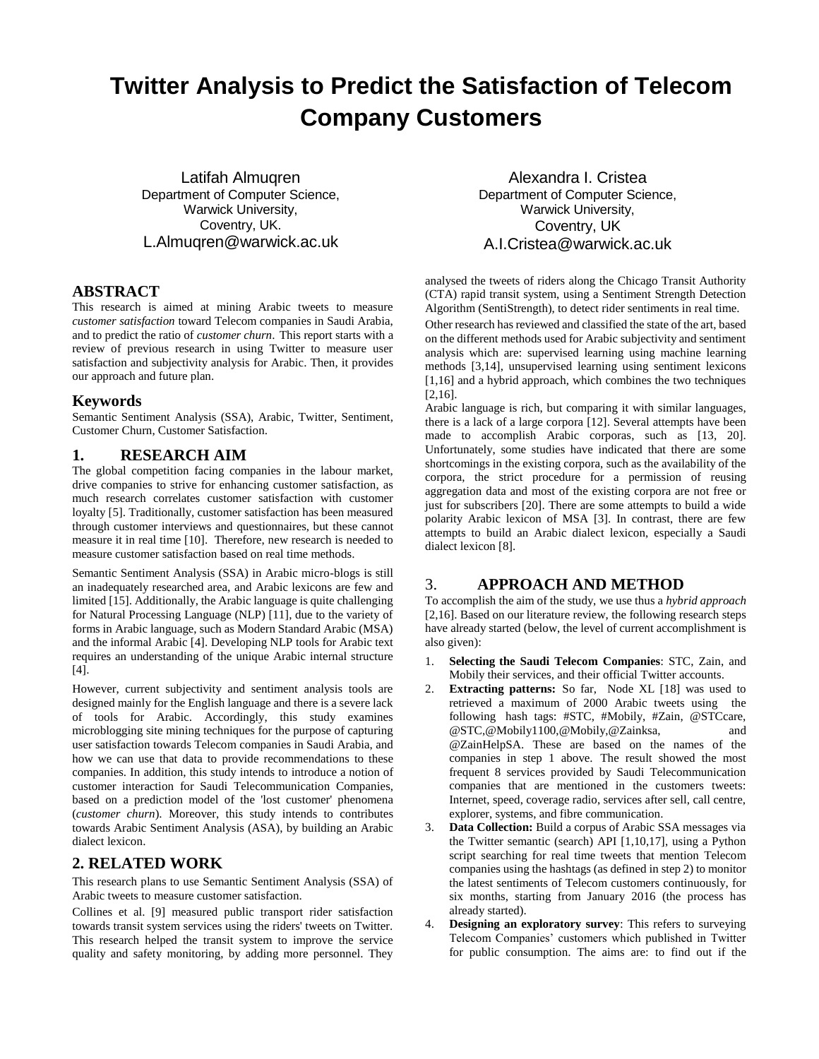# Twitter Analysis to Predict the Satisfaction of Telecom Company Customers

Latifah Almuqren
Department of Computer Science,
Warwick University,
Coventry, UK.
L.Almuqren@warwick.ac.uk

Alexandra I. Cristea
Department of Computer Science,
Warwick University,
Coventry, UK
A.I.Cristea@warwick.ac.uk

## ABSTRACT

This research is aimed at mining Arabic tweets to measure *customer satisfaction* toward Telecom companies in Saudi Arabia, and to predict the ratio of *customer churn*. This report starts with a review of previous research in using Twitter to measure user satisfaction and subjectivity analysis for Arabic. Then, it provides our approach and future plan.

### Keywords

Semantic Sentiment Analysis (SSA), Arabic, Twitter, Sentiment, Customer Churn, Customer Satisfaction.

## 1. RESEARCH AIM

The global competition facing companies in the labour market, drive companies to strive for enhancing customer satisfaction, as much research correlates customer satisfaction with customer loyalty [5]. Traditionally, customer satisfaction has been measured through customer interviews and questionnaires, but these cannot measure it in real time [10]. Therefore, new research is needed to measure customer satisfaction based on real time methods.

Semantic Sentiment Analysis (SSA) in Arabic micro-blogs is still an inadequately researched area, and Arabic lexicons are few and limited [15]. Additionally, the Arabic language is quite challenging for Natural Processing Language (NLP) [11], due to the variety of forms in Arabic language, such as Modern Standard Arabic (MSA) and the informal Arabic [4]. Developing NLP tools for Arabic text requires an understanding of the unique Arabic internal structure [4].

However, current subjectivity and sentiment analysis tools are designed mainly for the English language and there is a severe lack of tools for Arabic. Accordingly, this study examines microblogging site mining techniques for the purpose of capturing user satisfaction towards Telecom companies in Saudi Arabia, and how we can use that data to provide recommendations to these companies. In addition, this study intends to introduce a notion of customer interaction for Saudi Telecommunication Companies, based on a prediction model of the 'lost customer' phenomena (*customer churn*). Moreover, this study intends to contributes towards Arabic Sentiment Analysis (ASA), by building an Arabic dialect lexicon.

## 2. RELATED WORK

This research plans to use Semantic Sentiment Analysis (SSA) of Arabic tweets to measure customer satisfaction.

Collines et al. [9] measured public transport rider satisfaction towards transit system services using the riders' tweets on Twitter. This research helped the transit system to improve the service quality and safety monitoring, by adding more personnel. They analysed the tweets of riders along the Chicago Transit Authority (CTA) rapid transit system, using a Sentiment Strength Detection Algorithm (SentiStrength), to detect rider sentiments in real time.

Other research has reviewed and classified the state of the art, based on the different methods used for Arabic subjectivity and sentiment analysis which are: supervised learning using machine learning methods [3,14], unsupervised learning using sentiment lexicons [1,16] and a hybrid approach, which combines the two techniques [2,16].

Arabic language is rich, but comparing it with similar languages, there is a lack of a large corpora [12]. Several attempts have been made to accomplish Arabic corporas, such as [13, 20]. Unfortunately, some studies have indicated that there are some shortcomings in the existing corpora, such as the availability of the corpora, the strict procedure for a permission of reusing aggregation data and most of the existing corpora are not free or just for subscribers [20]. There are some attempts to build a wide polarity Arabic lexicon of MSA [3]. In contrast, there are few attempts to build an Arabic dialect lexicon, especially a Saudi dialect lexicon [8].

## 3. APPROACH AND METHOD

To accomplish the aim of the study, we use thus a *hybrid approach* [2,16]. Based on our literature review, the following research steps have already started (below, the level of current accomplishment is also given):

1. **Selecting the Saudi Telecom Companies**: STC, Zain, and Mobily their services, and their official Twitter accounts.
2. **Extracting patterns:** So far, Node XL [18] was used to retrieved a maximum of 2000 Arabic tweets using the following hash tags: #STC, #Mobily, #Zain, @STCcare, @STC,@Mobily1100,@Mobily,@Zainksa, and @ZainHelpSA. These are based on the names of the companies in step 1 above. The result showed the most frequent 8 services provided by Saudi Telecommunication companies that are mentioned in the customers tweets: Internet, speed, coverage radio, services after sell, call centre, explorer, systems, and fibre communication.
3. **Data Collection:** Build a corpus of Arabic SSA messages via the Twitter semantic (search) API [1,10,17], using a Python script searching for real time tweets that mention Telecom companies using the hashtags (as defined in step 2) to monitor the latest sentiments of Telecom customers continuously, for six months, starting from January 2016 (the process has already started).
4. **Designing an exploratory survey**: This refers to surveying Telecom Companies' customers which published in Twitter for public consumption. The aims are: to find out if the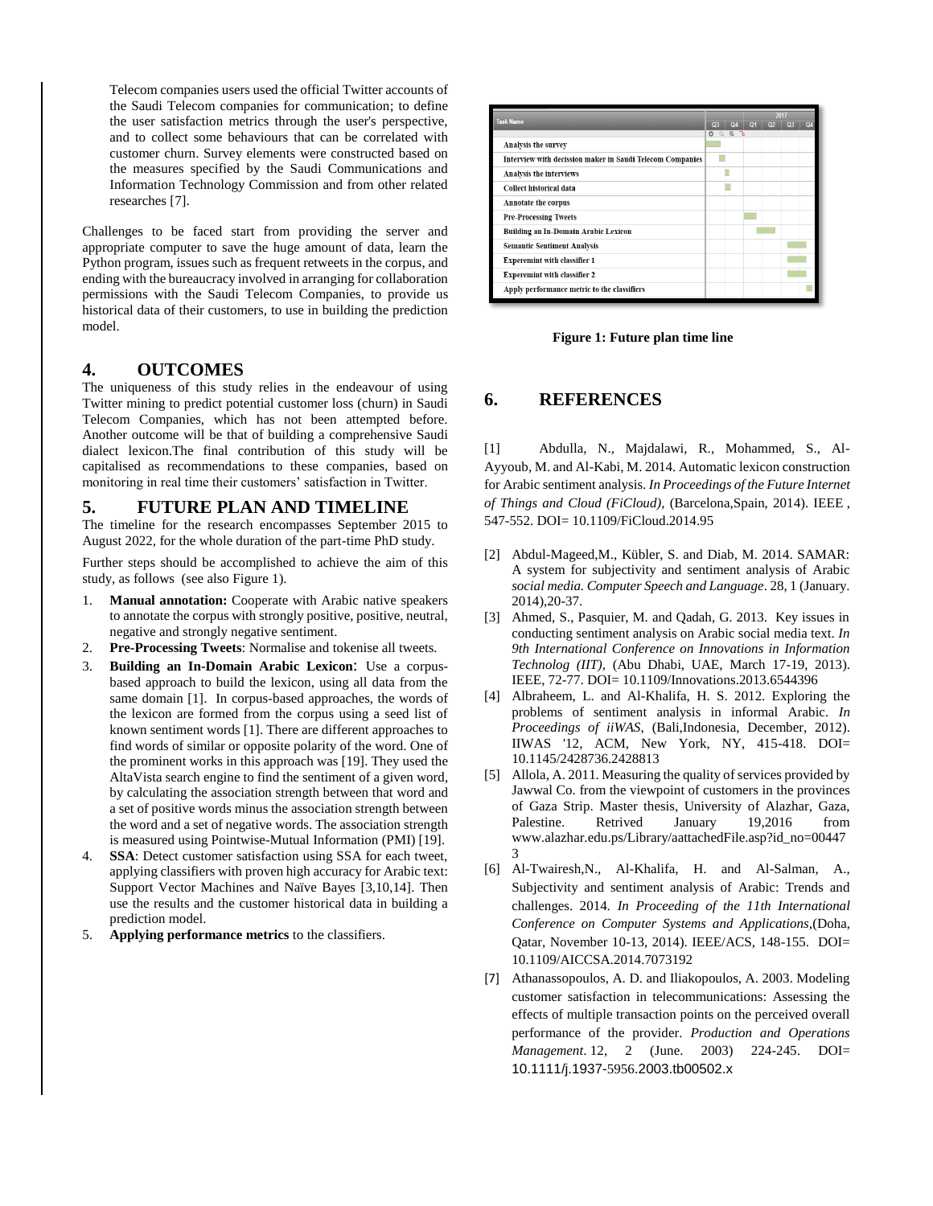Telecom companies users used the official Twitter accounts of the Saudi Telecom companies for communication; to define the user satisfaction metrics through the user's perspective, and to collect some behaviours that can be correlated with customer churn. Survey elements were constructed based on the measures specified by the Saudi Communications and Information Technology Commission and from other related researches [7].

Challenges to be faced start from providing the server and appropriate computer to save the huge amount of data, learn the Python program, issues such as frequent retweets in the corpus, and ending with the bureaucracy involved in arranging for collaboration permissions with the Saudi Telecom Companies, to provide us historical data of their customers, to use in building the prediction model.

## 4. OUTCOMES

The uniqueness of this study relies in the endeavour of using Twitter mining to predict potential customer loss (churn) in Saudi Telecom Companies, which has not been attempted before. Another outcome will be that of building a comprehensive Saudi dialect lexicon.The final contribution of this study will be capitalised as recommendations to these companies, based on monitoring in real time their customers' satisfaction in Twitter.

## 5. FUTURE PLAN AND TIMELINE

The timeline for the research encompasses September 2015 to August 2022, for the whole duration of the part-time PhD study.

Further steps should be accomplished to achieve the aim of this study, as follows (see also Figure 1).

1. **Manual annotation:** Cooperate with Arabic native speakers to annotate the corpus with strongly positive, positive, neutral, negative and strongly negative sentiment.
2. **Pre-Processing Tweets**: Normalise and tokenise all tweets.
3. **Building an In-Domain Arabic Lexicon**: Use a corpus-based approach to build the lexicon, using all data from the same domain [1]. In corpus-based approaches, the words of the lexicon are formed from the corpus using a seed list of known sentiment words [1]. There are different approaches to find words of similar or opposite polarity of the word. One of the prominent works in this approach was [19]. They used the AltaVista search engine to find the sentiment of a given word, by calculating the association strength between that word and a set of positive words minus the association strength between the word and a set of negative words. The association strength is measured using Pointwise-Mutual Information (PMI) [19].
4. **SSA**: Detect customer satisfaction using SSA for each tweet, applying classifiers with proven high accuracy for Arabic text: Support Vector Machines and Naïve Bayes [3,10,14]. Then use the results and the customer historical data in building a prediction model.
5. **Applying performance metrics** to the classifiers.

| Task Name | Q3 | Q4 | Q1 | Q2 | Q3 | Q4 |
|---|---|---|---|---|---|---|
| Analysis the survey | | | | | | |
| Interview with decission maker in Saudi Telecom Companies | | | | | | |
| Analysis the interviews | | | | | | |
| Collect historical data | | | | | | |
| Annotate the corpus | | | | | | |
| Pre-Processing Tweets | | | | | | |
| Building an In-Domain Arabic Lexicon | | | | | | |
| Semantic Sentiment Analysis | | | | | | |
| Experemint with classifier 1 | | | | | | |
| Experemint with classifier 2 | | | | | | |
| Apply performance metric to the classifiers | | | | | | |

**Figure 1: Future plan time line**

## 6. REFERENCES

[1] Abdulla, N., Majdalawi, R., Mohammed, S., Al-Ayyoub, M. and Al-Kabi, M. 2014. Automatic lexicon construction for Arabic sentiment analysis. *In Proceedings of the Future Internet of Things and Cloud (FiCloud)*, (Barcelona,Spain, 2014). IEEE , 547-552. DOI= 10.1109/FiCloud.2014.95

[2] Abdul-Mageed,M., Kübler, S. and Diab, M. 2014. SAMAR: A system for subjectivity and sentiment analysis of Arabic *social media. Computer Speech and Language*. 28, 1 (January. 2014),20-37.

[3] Ahmed, S., Pasquier, M. and Qadah, G. 2013. Key issues in conducting sentiment analysis on Arabic social media text. *In 9th International Conference on Innovations in Information Technolog (IIT),* (Abu Dhabi, UAE, March 17-19, 2013). IEEE, 72-77. DOI= 10.1109/Innovations.2013.6544396

[4] Albraheem, L. and Al-Khalifa, H. S. 2012. Exploring the problems of sentiment analysis in informal Arabic. *In Proceedings of iiWAS,* (Bali,Indonesia, December, 2012). IIWAS '12, ACM, New York, NY, 415-418. DOI= 10.1145/2428736.2428813

[5] Allola, A. 2011. Measuring the quality of services provided by Jawwal Co. from the viewpoint of customers in the provinces of Gaza Strip. Master thesis, University of Alazhar, Gaza, Palestine. Retrived January 19,2016 from www.alazhar.edu.ps/Library/aattachedFile.asp?id_no=004473

[6] Al-Twairesh,N., Al-Khalifa, H. and Al-Salman, A., Subjectivity and sentiment analysis of Arabic: Trends and challenges. 2014. *In Proceeding of the 11th International Conference on Computer Systems and Applications,*(Doha, Qatar, November 10-13, 2014). IEEE/ACS, 148-155. DOI= 10.1109/AICCSA.2014.7073192

[7] Athanassopoulos, A. D. and Iliakopoulos, A. 2003. Modeling customer satisfaction in telecommunications: Assessing the effects of multiple transaction points on the perceived overall performance of the provider. *Production and Operations Management*. 12, 2 (June. 2003) 224-245. DOI= 10.1111/j.1937-5956.2003.tb00502.x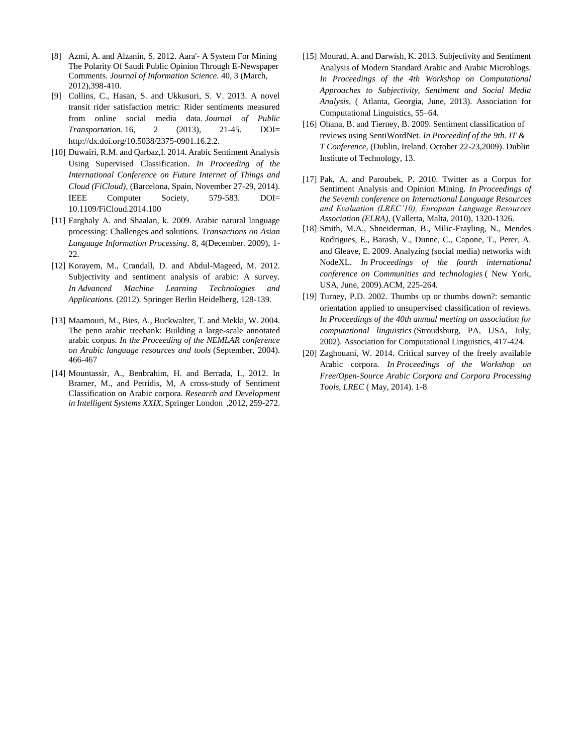[8] Azmi, A. and Alzanin, S. 2012. Aara'- A System For Mining The Polarity Of Saudi Public Opinion Through E-Newspaper Comments. *Journal of Information Science.* 40, 3 (March, 2012),398-410.

[9] Collins, C., Hasan, S. and Ukkusuri, S. V. 2013. A novel transit rider satisfaction metric: Rider sentiments measured from online social media data. *Journal of Public Transportation.* 16, 2 (2013), 21-45. DOI= http://dx.doi.org/10.5038/2375-0901.16.2.2.

[10] Duwairi, R.M. and Qarbaz,I. 2014. Arabic Sentiment Analysis Using Supervised Classification. *In Proceeding of the International Conference on Future Internet of Things and Cloud (FiCloud),* (Barcelona, Spain, November 27-29, 2014). IEEE Computer Society, 579-583. DOI= 10.1109/FiCloud.2014.100

[11] Farghaly A. and Shaalan, k. 2009. Arabic natural language processing: Challenges and solutions. *Transactions on Asian Language Information Processing*. 8, 4(December. 2009), 1-22.

[12] Korayem, M., Crandall, D. and Abdul-Mageed, M. 2012. Subjectivity and sentiment analysis of arabic: A survey. *In Advanced Machine Learning Technologies and Applications.* (2012). Springer Berlin Heidelberg, 128-139.

[13] Maamouri, M., Bies, A., Buckwalter, T. and Mekki, W. 2004. The penn arabic treebank: Building a large-scale annotated arabic corpus. *In the Proceeding of the NEMLAR conference on Arabic language resources and tools* (September, 2004). 466-467

[14] Mountassir, A., Benbrahim, H. and Berrada, I., 2012. In Bramer, M., and Petridis, M, A cross-study of Sentiment Classification on Arabic corpora. *Research and Development in Intelligent Systems XXIX,* Springer London ,2012, 259-272.

[15] Mourad, A. and Darwish, K. 2013. Subjectivity and Sentiment Analysis of Modern Standard Arabic and Arabic Microblogs. *In Proceedings of the 4th Workshop on Computational Approaches to Subjectivity, Sentiment and Social Media Analysis*, ( Atlanta, Georgia, June, 2013). Association for Computational Linguistics, 55–64.

[16] Ohana, B. and Tierney, B. 2009. Sentiment classification of reviews using SentiWordNet. *In Proceedinf of the 9th. IT & T Conference,* (Dublin, Ireland, October 22-23,2009). Dublin Institute of Technology, 13.

[17] Pak, A. and Paroubek, P. 2010. Twitter as a Corpus for Sentiment Analysis and Opinion Mining. *In Proceedings of the Seventh conference on International Language Resources and Evaluation (LREC'10), European Language Resources Association (ELRA)*, (Valletta, Malta, 2010), 1320-1326.

[18] Smith, M.A., Shneiderman, B., Milic-Frayling, N., Mendes Rodrigues, E., Barash, V., Dunne, C., Capone, T., Perer, A. and Gleave, E. 2009. Analyzing (social media) networks with NodeXL. *In Proceedings of the fourth international conference on Communities and technologies* ( New York, USA, June, 2009).ACM, 225-264.

[19] Turney, P.D. 2002. Thumbs up or thumbs down?: semantic orientation applied to unsupervised classification of reviews. *In Proceedings of the 40th annual meeting on association for computational linguistics* (Stroudsburg, PA, USA, July, 2002). Association for Computational Linguistics, 417-424.

[20] Zaghouani, W. 2014. Critical survey of the freely available Arabic corpora. *In Proceedings of the Workshop on Free/Open-Source Arabic Corpora and Corpora Processing Tools, LREC* ( May, 2014). 1-8